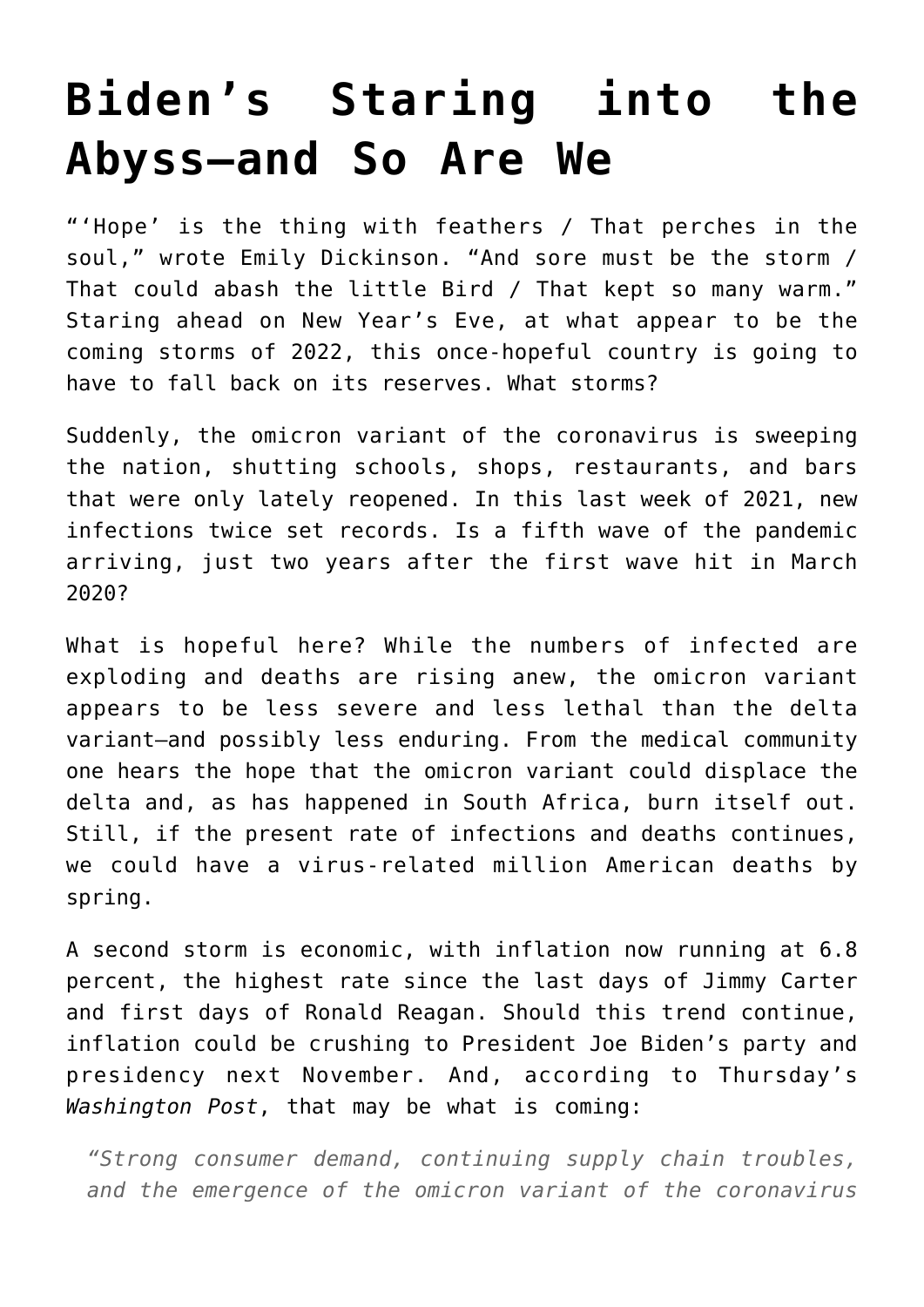# Biden's Staring into the Abyss—and So Are We

"'Hope' is the thing with feathers / That perches in the soul," wrote Emily Dickinson. "And sore must be the storm / That could abash the little Bird / That kept so many warm." Staring ahead on New Year's Eve, at what appear to be the coming storms of 2022, this once-hopeful country is going to have to fall back on its reserves. What storms?

Suddenly, the omicron variant of the coronavirus is sweeping the nation, shutting schools, shops, restaurants, and bars that were only lately reopened. In this last week of 2021, new infections twice set records. Is a fifth wave of the pandemic arriving, just two years after the first wave hit in March 2020?

What is hopeful here? While the numbers of infected are exploding and deaths are rising anew, the omicron variant appears to be less severe and less lethal than the delta variant—and possibly less enduring. From the medical community one hears the hope that the omicron variant could displace the delta and, as has happened in South Africa, burn itself out. Still, if the present rate of infections and deaths continues, we could have a virus-related million American deaths by spring.

A second storm is economic, with inflation now running at 6.8 percent, the highest rate since the last days of Jimmy Carter and first days of Ronald Reagan. Should this trend continue, inflation could be crushing to President Joe Biden's party and presidency next November. And, according to Thursday's *Washington Post*, that may be what is coming:

> *"Strong consumer demand, continuing supply chain troubles, and the emergence of the omicron variant of the coronavirus*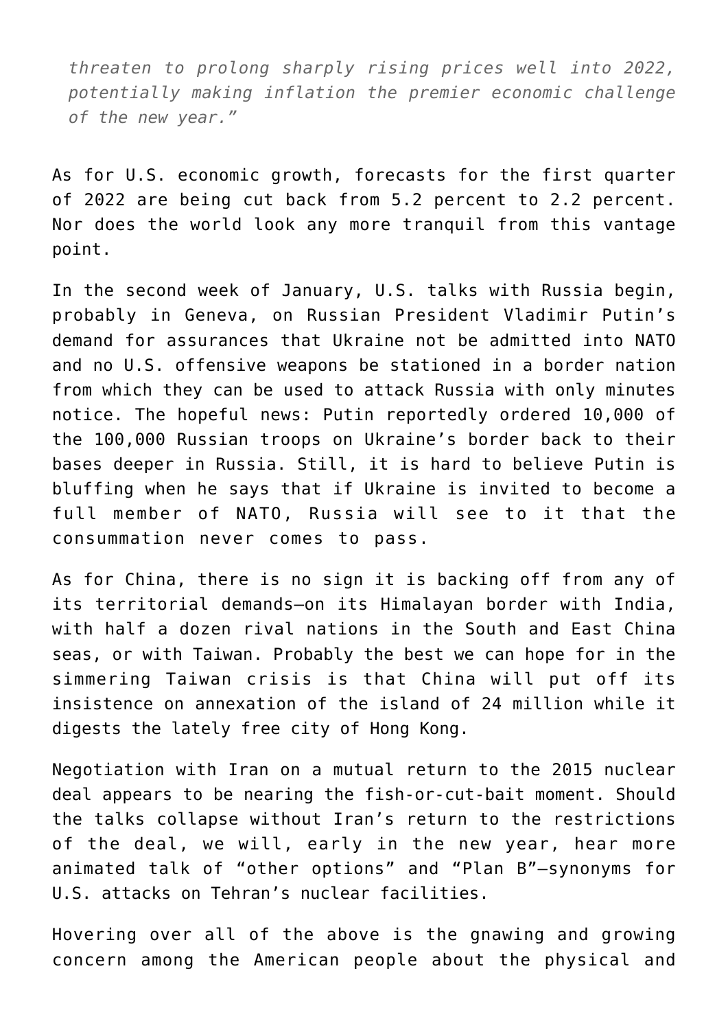> *threaten to prolong sharply rising prices well into 2022, potentially making inflation the premier economic challenge of the new year."*

As for U.S. economic growth, forecasts for the first quarter of 2022 are being cut back from 5.2 percent to 2.2 percent. Nor does the world look any more tranquil from this vantage point.

In the second week of January, U.S. talks with Russia begin, probably in Geneva, on Russian President Vladimir Putin's demand for assurances that Ukraine not be admitted into NATO and no U.S. offensive weapons be stationed in a border nation from which they can be used to attack Russia with only minutes notice. The hopeful news: Putin reportedly ordered 10,000 of the 100,000 Russian troops on Ukraine's border back to their bases deeper in Russia. Still, it is hard to believe Putin is bluffing when he says that if Ukraine is invited to become a full member of NATO, Russia will see to it that the consummation never comes to pass.

As for China, there is no sign it is backing off from any of its territorial demands—on its Himalayan border with India, with half a dozen rival nations in the South and East China seas, or with Taiwan. Probably the best we can hope for in the simmering Taiwan crisis is that China will put off its insistence on annexation of the island of 24 million while it digests the lately free city of Hong Kong.

Negotiation with Iran on a mutual return to the 2015 nuclear deal appears to be nearing the fish-or-cut-bait moment. Should the talks collapse without Iran's return to the restrictions of the deal, we will, early in the new year, hear more animated talk of "other options" and "Plan B"—synonyms for U.S. attacks on Tehran's nuclear facilities.

Hovering over all of the above is the gnawing and growing concern among the American people about the physical and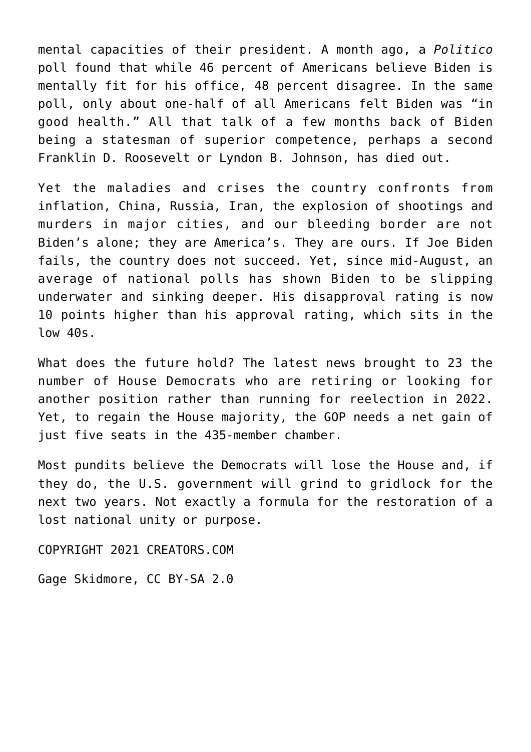mental capacities of their president. A month ago, a *Politico* poll found that while 46 percent of Americans believe Biden is mentally fit for his office, 48 percent disagree. In the same poll, only about one-half of all Americans felt Biden was "in good health." All that talk of a few months back of Biden being a statesman of superior competence, perhaps a second Franklin D. Roosevelt or Lyndon B. Johnson, has died out.

Yet the maladies and crises the country confronts from inflation, China, Russia, Iran, the explosion of shootings and murders in major cities, and our bleeding border are not Biden's alone; they are America's. They are ours. If Joe Biden fails, the country does not succeed. Yet, since mid-August, an average of national polls has shown Biden to be slipping underwater and sinking deeper. His disapproval rating is now 10 points higher than his approval rating, which sits in the low 40s.

What does the future hold? The latest news brought to 23 the number of House Democrats who are retiring or looking for another position rather than running for reelection in 2022. Yet, to regain the House majority, the GOP needs a net gain of just five seats in the 435-member chamber.

Most pundits believe the Democrats will lose the House and, if they do, the U.S. government will grind to gridlock for the next two years. Not exactly a formula for the restoration of a lost national unity or purpose.

COPYRIGHT 2021 CREATORS.COM

Gage Skidmore, CC BY-SA 2.0